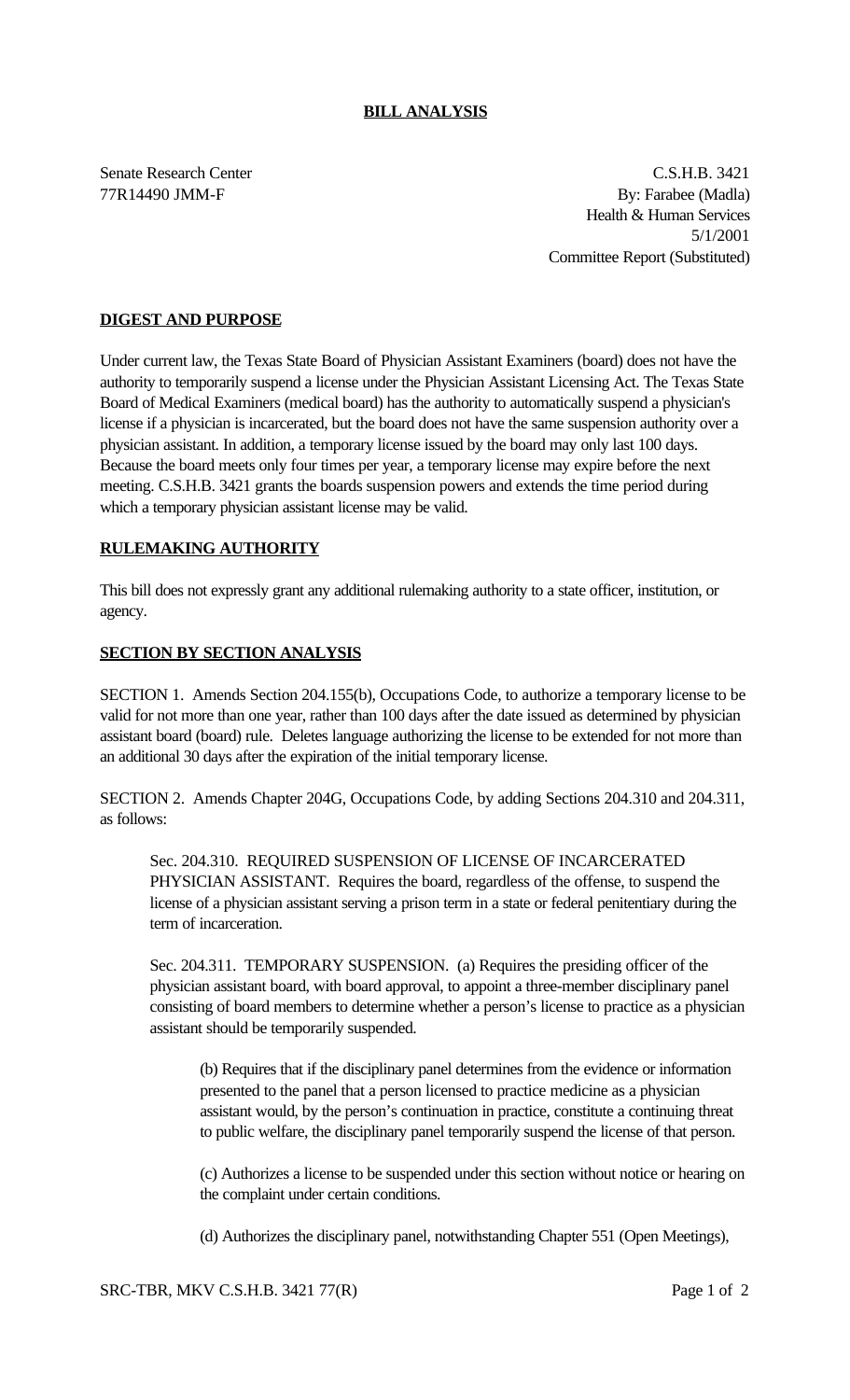**BILL ANALYSIS**

Senate Research Center
77R14490 JMM-F

C.S.H.B. 3421
By: Farabee (Madla)
Health & Human Services
5/1/2001
Committee Report (Substituted)

## DIGEST AND PURPOSE

Under current law, the Texas State Board of Physician Assistant Examiners (board) does not have the authority to temporarily suspend a license under the Physician Assistant Licensing Act. The Texas State Board of Medical Examiners (medical board) has the authority to automatically suspend a physician's license if a physician is incarcerated, but the board does not have the same suspension authority over a physician assistant. In addition, a temporary license issued by the board may only last 100 days. Because the board meets only four times per year, a temporary license may expire before the next meeting. C.S.H.B. 3421 grants the boards suspension powers and extends the time period during which a temporary physician assistant license may be valid.

## RULEMAKING AUTHORITY

This bill does not expressly grant any additional rulemaking authority to a state officer, institution, or agency.

## SECTION BY SECTION ANALYSIS

SECTION 1. Amends Section 204.155(b), Occupations Code, to authorize a temporary license to be valid for not more than one year, rather than 100 days after the date issued as determined by physician assistant board (board) rule. Deletes language authorizing the license to be extended for not more than an additional 30 days after the expiration of the initial temporary license.

SECTION 2. Amends Chapter 204G, Occupations Code, by adding Sections 204.310 and 204.311, as follows:

> Sec. 204.310. REQUIRED SUSPENSION OF LICENSE OF INCARCERATED PHYSICIAN ASSISTANT. Requires the board, regardless of the offense, to suspend the license of a physician assistant serving a prison term in a state or federal penitentiary during the term of incarceration.
>
> Sec. 204.311. TEMPORARY SUSPENSION. (a) Requires the presiding officer of the physician assistant board, with board approval, to appoint a three-member disciplinary panel consisting of board members to determine whether a person's license to practice as a physician assistant should be temporarily suspended.
>
>> (b) Requires that if the disciplinary panel determines from the evidence or information presented to the panel that a person licensed to practice medicine as a physician assistant would, by the person's continuation in practice, constitute a continuing threat to public welfare, the disciplinary panel temporarily suspend the license of that person.
>>
>> (c) Authorizes a license to be suspended under this section without notice or hearing on the complaint under certain conditions.
>>
>> (d) Authorizes the disciplinary panel, notwithstanding Chapter 551 (Open Meetings),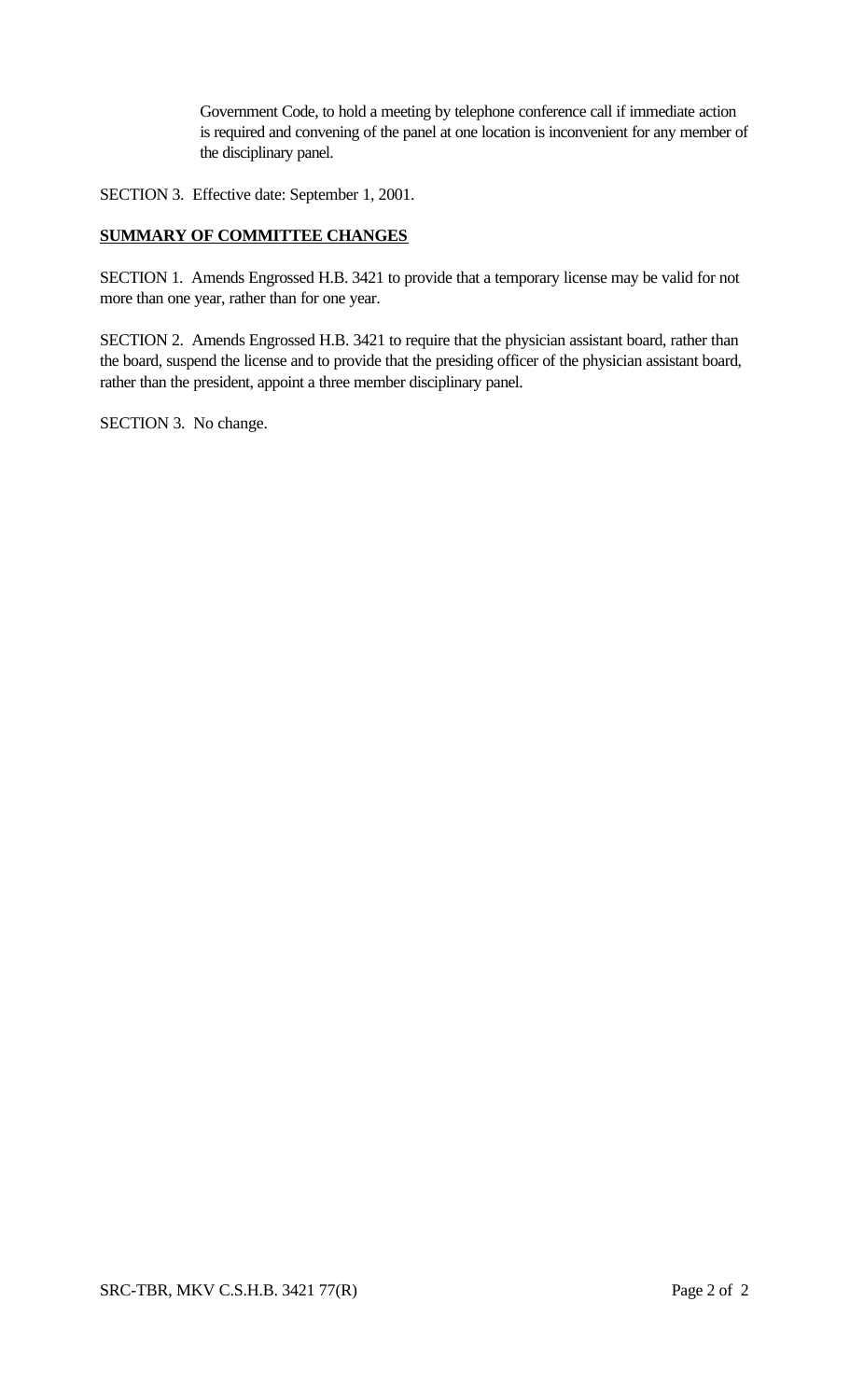Government Code, to hold a meeting by telephone conference call if immediate action is required and convening of the panel at one location is inconvenient for any member of the disciplinary panel.

SECTION 3. Effective date: September 1, 2001.

**SUMMARY OF COMMITTEE CHANGES**

SECTION 1. Amends Engrossed H.B. 3421 to provide that a temporary license may be valid for not more than one year, rather than for one year.

SECTION 2. Amends Engrossed H.B. 3421 to require that the physician assistant board, rather than the board, suspend the license and to provide that the presiding officer of the physician assistant board, rather than the president, appoint a three member disciplinary panel.

SECTION 3. No change.